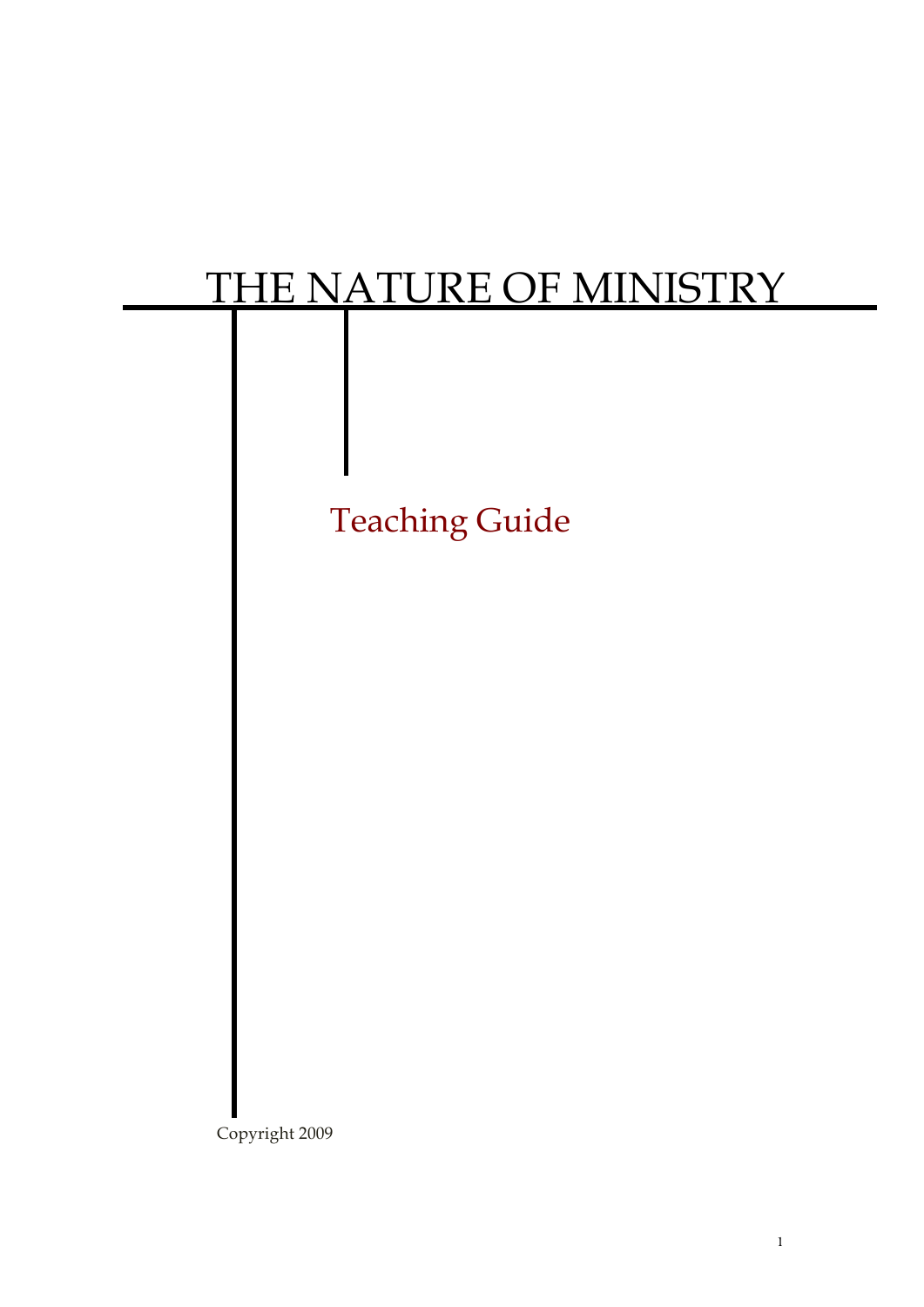# THE NATURE OF MINISTRY

## Teaching Guide

Copyright 2009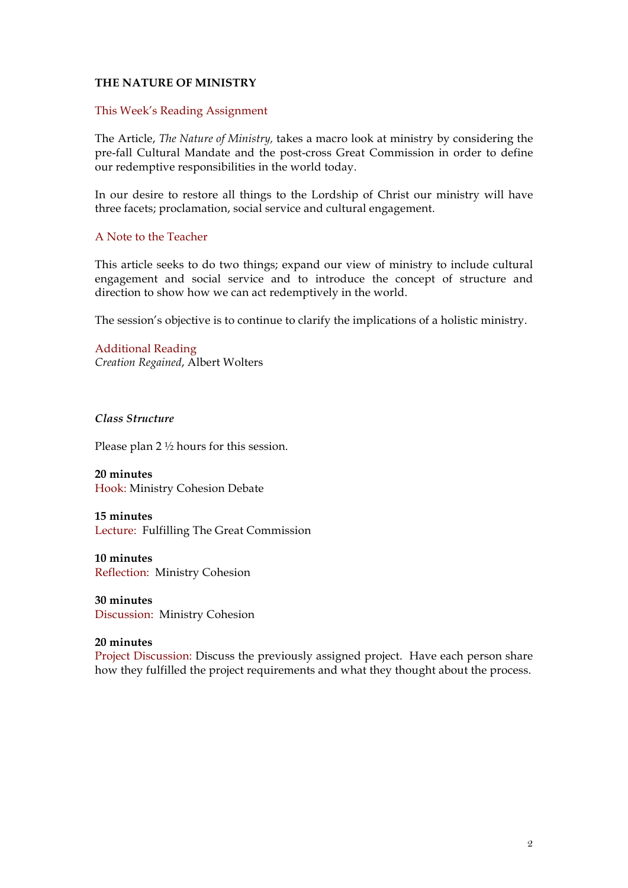**THE NATURE OF MINISTRY**

This Week's Reading Assignment

The Article, *The Nature of Ministry,* takes a macro look at ministry by considering the pre-fall Cultural Mandate and the post-cross Great Commission in order to define our redemptive responsibilities in the world today.

In our desire to restore all things to the Lordship of Christ our ministry will have three facets; proclamation, social service and cultural engagement.

A Note to the Teacher

This article seeks to do two things; expand our view of ministry to include cultural engagement and social service and to introduce the concept of structure and direction to show how we can act redemptively in the world.

The session's objective is to continue to clarify the implications of a holistic ministry.

Additional Reading
*Creation Regained*, Albert Wolters

***Class Structure***

Please plan 2 ½ hours for this session.

**20 minutes**
Hook: Ministry Cohesion Debate

**15 minutes**
Lecture: Fulfilling The Great Commission

**10 minutes**
Reflection: Ministry Cohesion

**30 minutes**
Discussion: Ministry Cohesion

**20 minutes**
Project Discussion: Discuss the previously assigned project. Have each person share how they fulfilled the project requirements and what they thought about the process.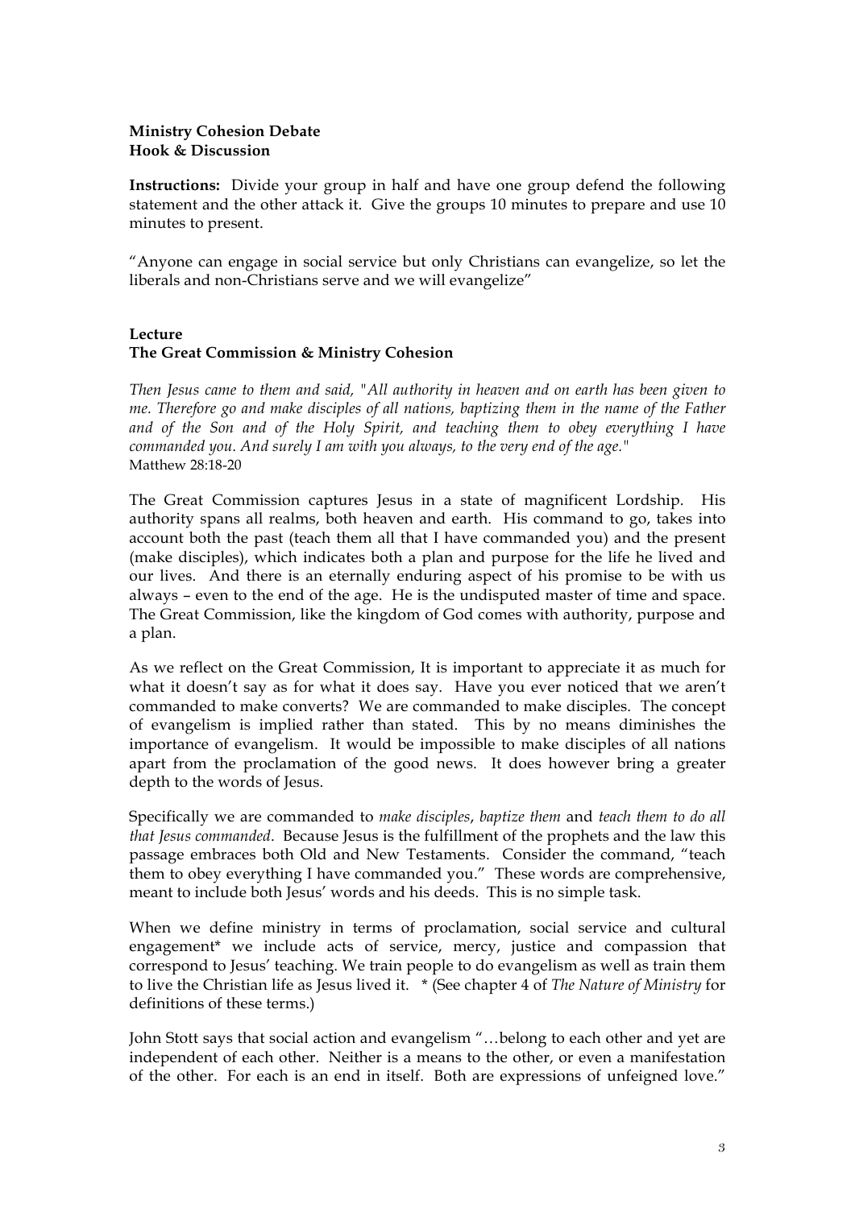**Ministry Cohesion Debate**
**Hook & Discussion**

**Instructions:** Divide your group in half and have one group defend the following statement and the other attack it. Give the groups 10 minutes to prepare and use 10 minutes to present.

"Anyone can engage in social service but only Christians can evangelize, so let the liberals and non-Christians serve and we will evangelize"

**Lecture**
**The Great Commission & Ministry Cohesion**

*Then Jesus came to them and said, "All authority in heaven and on earth has been given to me. Therefore go and make disciples of all nations, baptizing them in the name of the Father and of the Son and of the Holy Spirit, and teaching them to obey everything I have commanded you. And surely I am with you always, to the very end of the age."*
Matthew 28:18-20

The Great Commission captures Jesus in a state of magnificent Lordship. His authority spans all realms, both heaven and earth. His command to go, takes into account both the past (teach them all that I have commanded you) and the present (make disciples), which indicates both a plan and purpose for the life he lived and our lives. And there is an eternally enduring aspect of his promise to be with us always – even to the end of the age. He is the undisputed master of time and space. The Great Commission, like the kingdom of God comes with authority, purpose and a plan.

As we reflect on the Great Commission, It is important to appreciate it as much for what it doesn't say as for what it does say. Have you ever noticed that we aren't commanded to make converts? We are commanded to make disciples. The concept of evangelism is implied rather than stated. This by no means diminishes the importance of evangelism. It would be impossible to make disciples of all nations apart from the proclamation of the good news. It does however bring a greater depth to the words of Jesus.

Specifically we are commanded to *make disciples*, *baptize them* and *teach them to do all that Jesus commanded*. Because Jesus is the fulfillment of the prophets and the law this passage embraces both Old and New Testaments. Consider the command, "teach them to obey everything I have commanded you." These words are comprehensive, meant to include both Jesus' words and his deeds. This is no simple task.

When we define ministry in terms of proclamation, social service and cultural engagement* we include acts of service, mercy, justice and compassion that correspond to Jesus' teaching. We train people to do evangelism as well as train them to live the Christian life as Jesus lived it. * (See chapter 4 of *The Nature of Ministry* for definitions of these terms.)

John Stott says that social action and evangelism "…belong to each other and yet are independent of each other. Neither is a means to the other, or even a manifestation of the other. For each is an end in itself. Both are expressions of unfeigned love."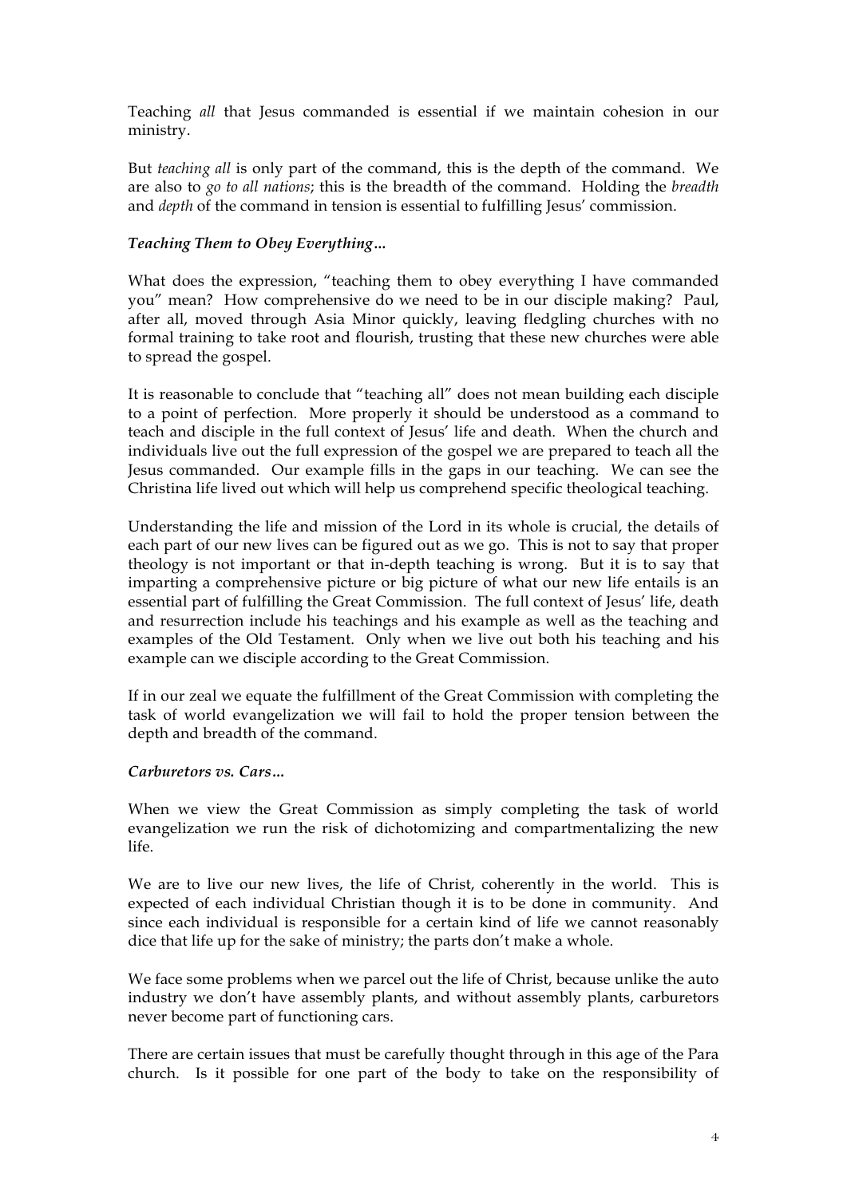Teaching *all* that Jesus commanded is essential if we maintain cohesion in our ministry.

But *teaching all* is only part of the command, this is the depth of the command. We are also to *go to all nations*; this is the breadth of the command. Holding the *breadth* and *depth* of the command in tension is essential to fulfilling Jesus' commission.

***Teaching Them to Obey Everything…***

What does the expression, "teaching them to obey everything I have commanded you" mean? How comprehensive do we need to be in our disciple making? Paul, after all, moved through Asia Minor quickly, leaving fledgling churches with no formal training to take root and flourish, trusting that these new churches were able to spread the gospel.

It is reasonable to conclude that "teaching all" does not mean building each disciple to a point of perfection. More properly it should be understood as a command to teach and disciple in the full context of Jesus' life and death. When the church and individuals live out the full expression of the gospel we are prepared to teach all the Jesus commanded. Our example fills in the gaps in our teaching. We can see the Christina life lived out which will help us comprehend specific theological teaching.

Understanding the life and mission of the Lord in its whole is crucial, the details of each part of our new lives can be figured out as we go. This is not to say that proper theology is not important or that in-depth teaching is wrong. But it is to say that imparting a comprehensive picture or big picture of what our new life entails is an essential part of fulfilling the Great Commission. The full context of Jesus' life, death and resurrection include his teachings and his example as well as the teaching and examples of the Old Testament. Only when we live out both his teaching and his example can we disciple according to the Great Commission.

If in our zeal we equate the fulfillment of the Great Commission with completing the task of world evangelization we will fail to hold the proper tension between the depth and breadth of the command.

***Carburetors vs. Cars…***

When we view the Great Commission as simply completing the task of world evangelization we run the risk of dichotomizing and compartmentalizing the new life.

We are to live our new lives, the life of Christ, coherently in the world. This is expected of each individual Christian though it is to be done in community. And since each individual is responsible for a certain kind of life we cannot reasonably dice that life up for the sake of ministry; the parts don't make a whole.

We face some problems when we parcel out the life of Christ, because unlike the auto industry we don't have assembly plants, and without assembly plants, carburetors never become part of functioning cars.

There are certain issues that must be carefully thought through in this age of the Para church. Is it possible for one part of the body to take on the responsibility of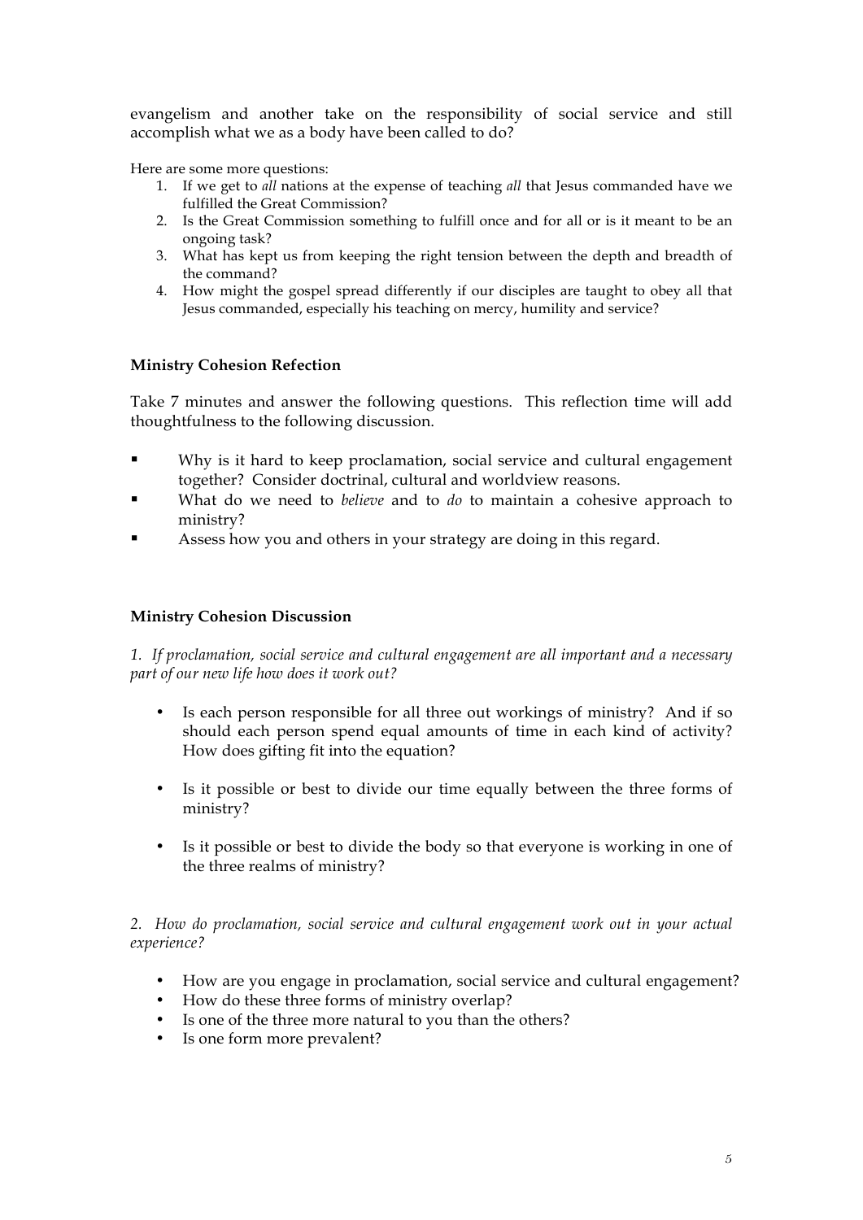evangelism and another take on the responsibility of social service and still accomplish what we as a body have been called to do?

Here are some more questions:

1. If we get to *all* nations at the expense of teaching *all* that Jesus commanded have we fulfilled the Great Commission?
2. Is the Great Commission something to fulfill once and for all or is it meant to be an ongoing task?
3. What has kept us from keeping the right tension between the depth and breadth of the command?
4. How might the gospel spread differently if our disciples are taught to obey all that Jesus commanded, especially his teaching on mercy, humility and service?

**Ministry Cohesion Refection**

Take 7 minutes and answer the following questions. This reflection time will add thoughtfulness to the following discussion.

- Why is it hard to keep proclamation, social service and cultural engagement together? Consider doctrinal, cultural and worldview reasons.
- What do we need to *believe* and to *do* to maintain a cohesive approach to ministry?
- Assess how you and others in your strategy are doing in this regard.

**Ministry Cohesion Discussion**

*1. If proclamation, social service and cultural engagement are all important and a necessary part of our new life how does it work out?*

- Is each person responsible for all three out workings of ministry? And if so should each person spend equal amounts of time in each kind of activity? How does gifting fit into the equation?
- Is it possible or best to divide our time equally between the three forms of ministry?
- Is it possible or best to divide the body so that everyone is working in one of the three realms of ministry?

*2. How do proclamation, social service and cultural engagement work out in your actual experience?*

- How are you engage in proclamation, social service and cultural engagement?
- How do these three forms of ministry overlap?
- Is one of the three more natural to you than the others?
- Is one form more prevalent?